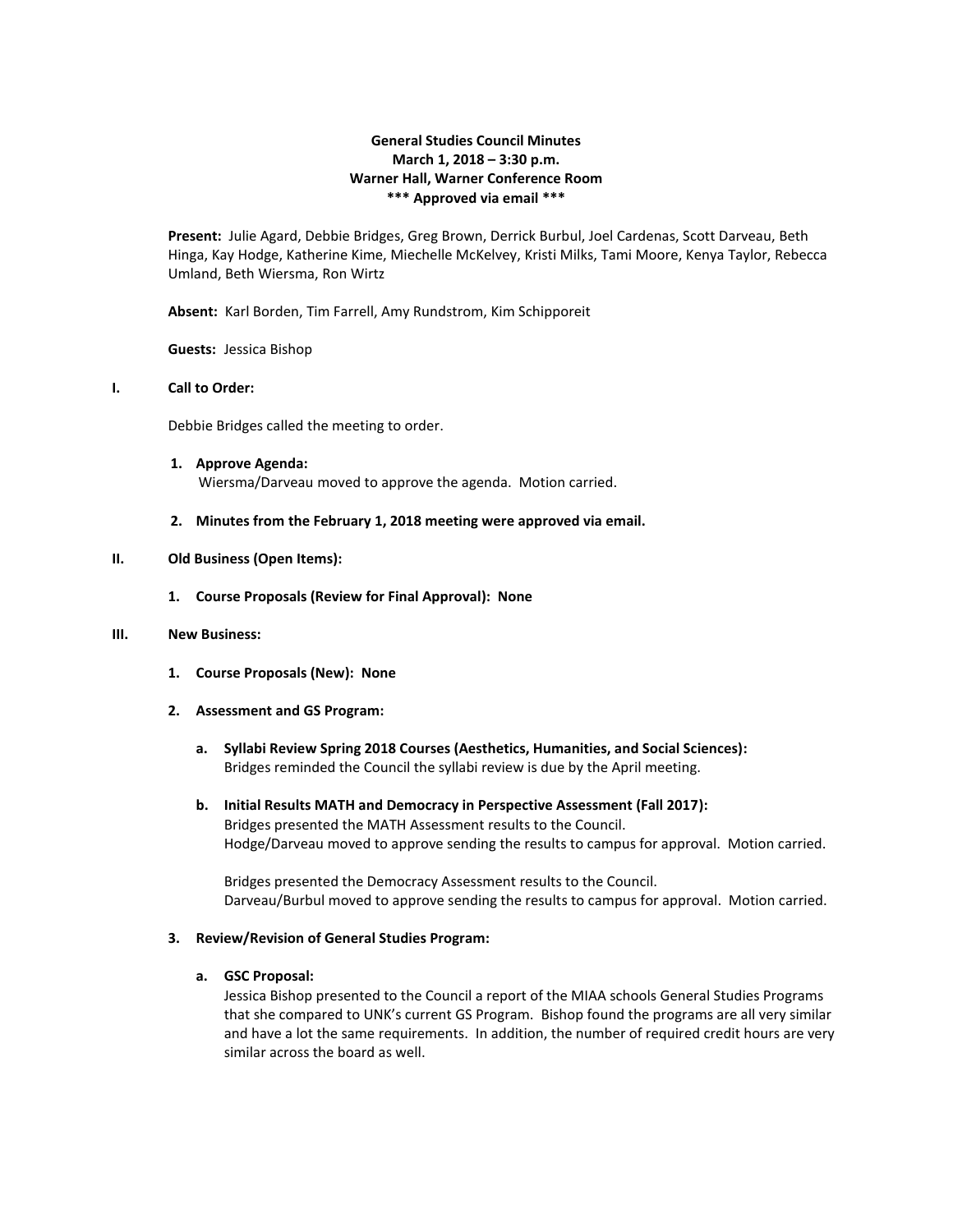# General Studies Council Minutes
## March 1, 2018 – 3:30 p.m.
## Warner Hall, Warner Conference Room
## *** Approved via email ***

**Present:** Julie Agard, Debbie Bridges, Greg Brown, Derrick Burbul, Joel Cardenas, Scott Darveau, Beth Hinga, Kay Hodge, Katherine Kime, Miechelle McKelvey, Kristi Milks, Tami Moore, Kenya Taylor, Rebecca Umland, Beth Wiersma, Ron Wirtz

**Absent:** Karl Borden, Tim Farrell, Amy Rundstrom, Kim Schipporeit

**Guests:** Jessica Bishop

**I. Call to Order:**

Debbie Bridges called the meeting to order.

1. **Approve Agenda:**
   Wiersma/Darveau moved to approve the agenda. Motion carried.

2. **Minutes from the February 1, 2018 meeting were approved via email.**

**II. Old Business (Open Items):**

1. **Course Proposals (Review for Final Approval): None**

**III. New Business:**

1. **Course Proposals (New): None**

2. **Assessment and GS Program:**

   a. **Syllabi Review Spring 2018 Courses (Aesthetics, Humanities, and Social Sciences):**
   Bridges reminded the Council the syllabi review is due by the April meeting.

   b. **Initial Results MATH and Democracy in Perspective Assessment (Fall 2017):**
   Bridges presented the MATH Assessment results to the Council.
   Hodge/Darveau moved to approve sending the results to campus for approval. Motion carried.

   Bridges presented the Democracy Assessment results to the Council.
   Darveau/Burbul moved to approve sending the results to campus for approval. Motion carried.

3. **Review/Revision of General Studies Program:**

   a. **GSC Proposal:**
   Jessica Bishop presented to the Council a report of the MIAA schools General Studies Programs that she compared to UNK's current GS Program. Bishop found the programs are all very similar and have a lot the same requirements. In addition, the number of required credit hours are very similar across the board as well.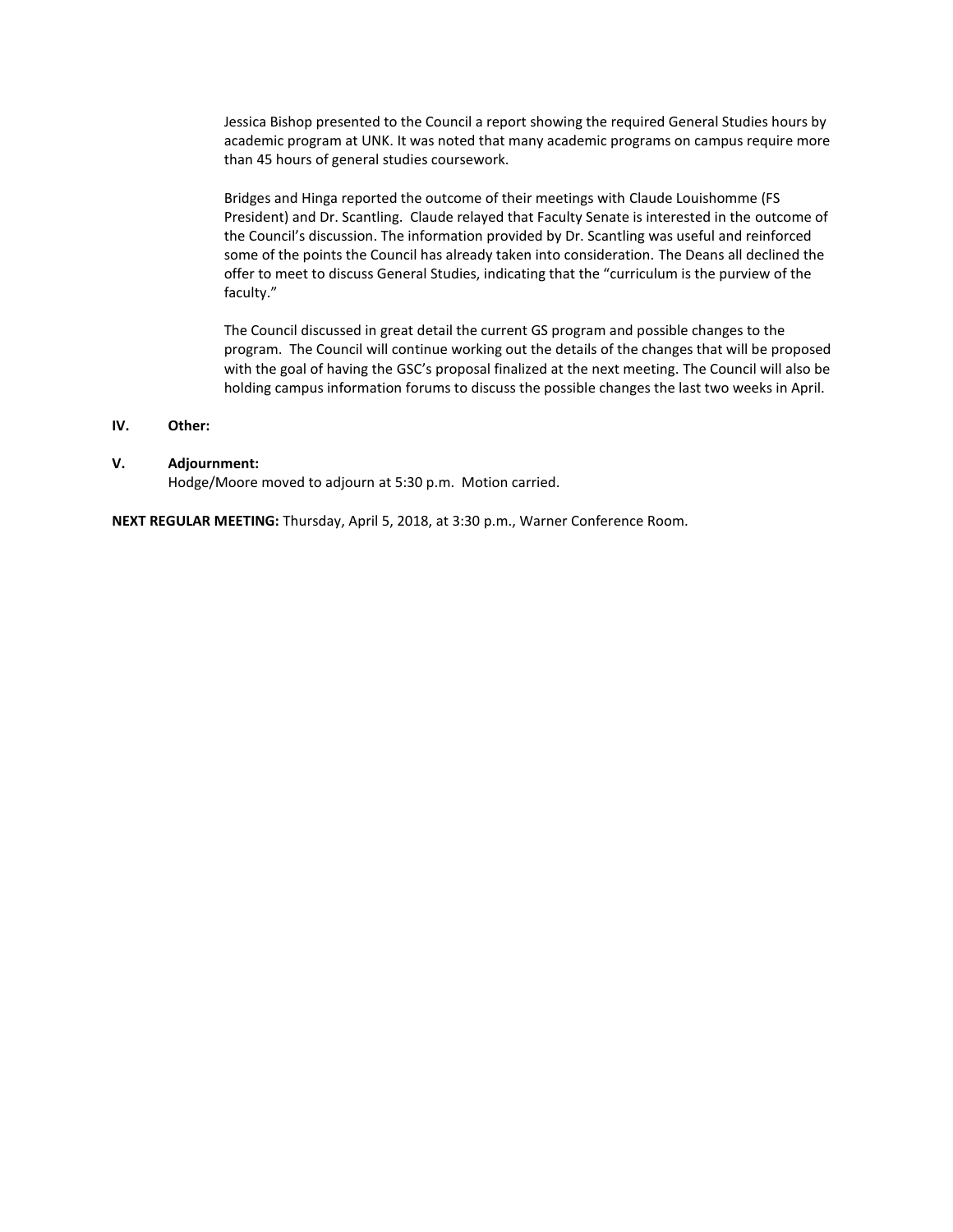Jessica Bishop presented to the Council a report showing the required General Studies hours by academic program at UNK. It was noted that many academic programs on campus require more than 45 hours of general studies coursework.

Bridges and Hinga reported the outcome of their meetings with Claude Louishomme (FS President) and Dr. Scantling. Claude relayed that Faculty Senate is interested in the outcome of the Council's discussion. The information provided by Dr. Scantling was useful and reinforced some of the points the Council has already taken into consideration. The Deans all declined the offer to meet to discuss General Studies, indicating that the "curriculum is the purview of the faculty."

The Council discussed in great detail the current GS program and possible changes to the program. The Council will continue working out the details of the changes that will be proposed with the goal of having the GSC's proposal finalized at the next meeting. The Council will also be holding campus information forums to discuss the possible changes the last two weeks in April.

**IV. Other:**

**V. Adjournment:**
Hodge/Moore moved to adjourn at 5:30 p.m. Motion carried.

**NEXT REGULAR MEETING:** Thursday, April 5, 2018, at 3:30 p.m., Warner Conference Room.